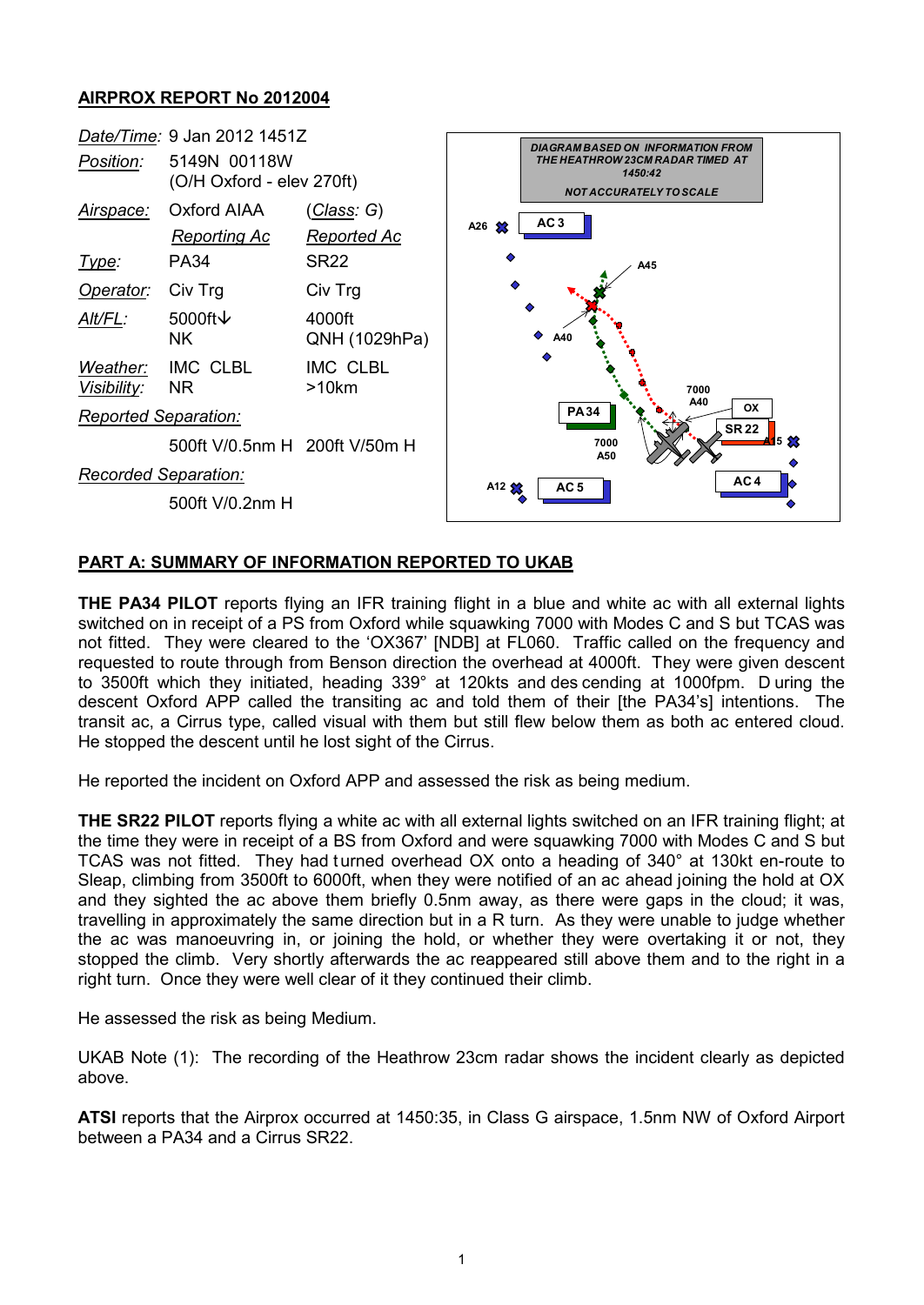## AIRPROX REPORT No 2012004

| | | |
|---|---|---|
| *Date/Time:* | 9 Jan 2012 1451Z | |
| *Position:* | 5149N 00118W (O/H Oxford - elev 270ft) | |
| *Airspace:* | Oxford AIAA | (*Class:* G) |
| | *Reporting Ac* | *Reported Ac* |
| *Type:* | PA34 | SR22 |
| *Operator:* | Civ Trg | Civ Trg |
| *Alt/FL:* | 5000ft↓ NK | 4000ft QNH (1029hPa) |
| *Weather:* | IMC CLBL | IMC CLBL |
| *Visibility:* | NR | >10km |
| *Reported Separation:* | | |
| | 500ft V/0.5nm H | 200ft V/50m H |
| *Recorded Separation:* | | |
| | 500ft V/0.2nm H | |

DIAGRAM BASED ON INFORMATION FROM THE HEATHROW 23CM RADAR TIMED AT 1450:42

NOT ACCURATELY TO SCALE

## PART A: SUMMARY OF INFORMATION REPORTED TO UKAB

**THE PA34 PILOT** reports flying an IFR training flight in a blue and white ac with all external lights switched on in receipt of a PS from Oxford while squawking 7000 with Modes C and S but TCAS was not fitted. They were cleared to the 'OX367' [NDB] at FL060. Traffic called on the frequency and requested to route through from Benson direction the overhead at 4000ft. They were given descent to 3500ft which they initiated, heading 339° at 120kts and descending at 1000fpm. During the descent Oxford APP called the transiting ac and told them of their [the PA34's] intentions. The transit ac, a Cirrus type, called visual with them but still flew below them as both ac entered cloud. He stopped the descent until he lost sight of the Cirrus.

He reported the incident on Oxford APP and assessed the risk as being medium.

**THE SR22 PILOT** reports flying a white ac with all external lights switched on an IFR training flight; at the time they were in receipt of a BS from Oxford and were squawking 7000 with Modes C and S but TCAS was not fitted. They had turned overhead OX onto a heading of 340° at 130kt en-route to Sleap, climbing from 3500ft to 6000ft, when they were notified of an ac ahead joining the hold at OX and they sighted the ac above them briefly 0.5nm away, as there were gaps in the cloud; it was, travelling in approximately the same direction but in a R turn. As they were unable to judge whether the ac was manoeuvring in, or joining the hold, or whether they were overtaking it or not, they stopped the climb. Very shortly afterwards the ac reappeared still above them and to the right in a right turn. Once they were well clear of it they continued their climb.

He assessed the risk as being Medium.

UKAB Note (1): The recording of the Heathrow 23cm radar shows the incident clearly as depicted above.

**ATSI** reports that the Airprox occurred at 1450:35, in Class G airspace, 1.5nm NW of Oxford Airport between a PA34 and a Cirrus SR22.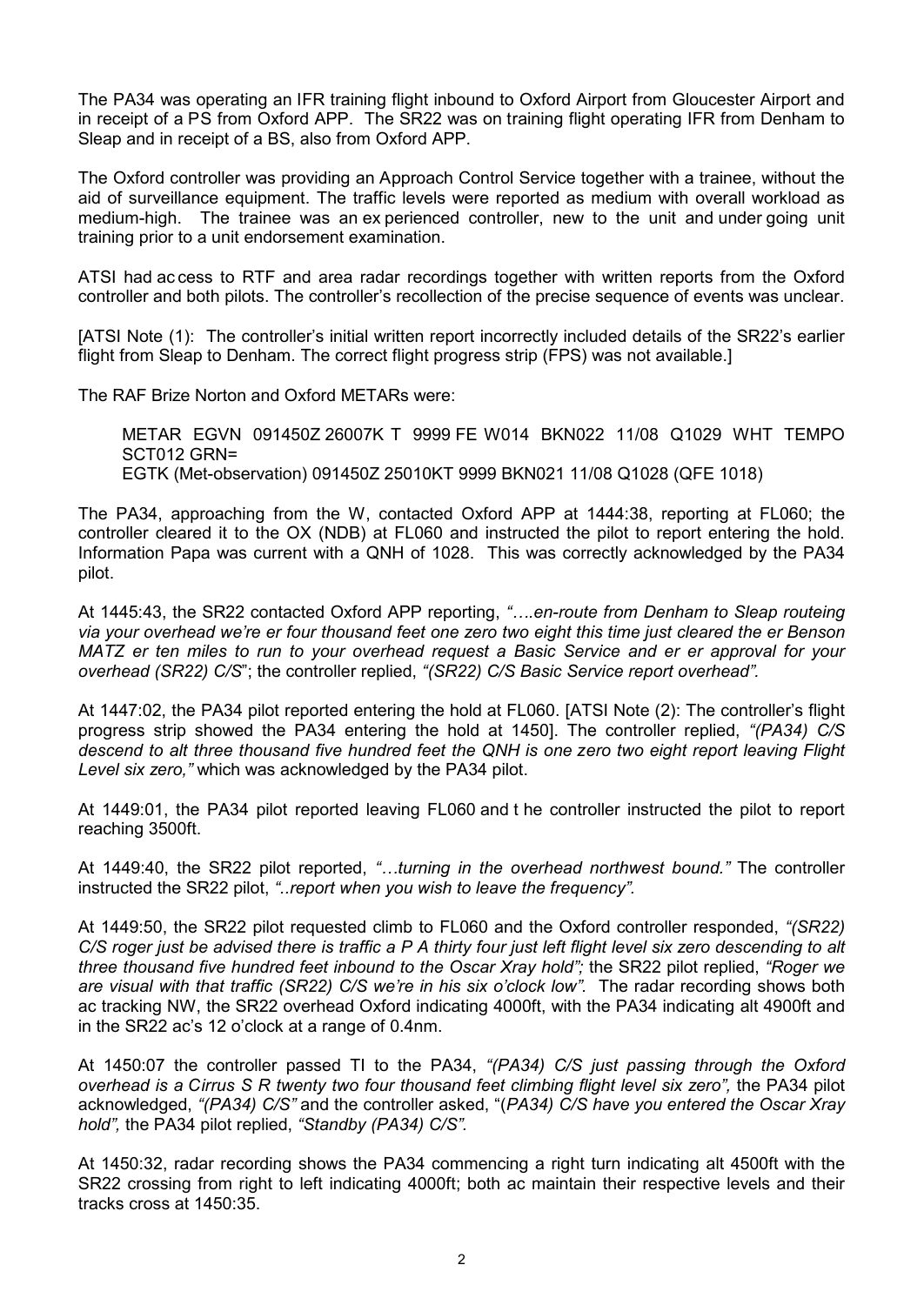The PA34 was operating an IFR training flight inbound to Oxford Airport from Gloucester Airport and in receipt of a PS from Oxford APP. The SR22 was on training flight operating IFR from Denham to Sleap and in receipt of a BS, also from Oxford APP.

The Oxford controller was providing an Approach Control Service together with a trainee, without the aid of surveillance equipment. The traffic levels were reported as medium with overall workload as medium-high. The trainee was an ex perienced controller, new to the unit and under going unit training prior to a unit endorsement examination.

ATSI had ac cess to RTF and area radar recordings together with written reports from the Oxford controller and both pilots. The controller's recollection of the precise sequence of events was unclear.

[ATSI Note (1): The controller's initial written report incorrectly included details of the SR22's earlier flight from Sleap to Denham. The correct flight progress strip (FPS) was not available.]

The RAF Brize Norton and Oxford METARs were:

> METAR EGVN 091450Z 26007K T 9999 FE W014 BKN022 11/08 Q1029 WHT TEMPO SCT012 GRN=
> EGTK (Met-observation) 091450Z 25010KT 9999 BKN021 11/08 Q1028 (QFE 1018)

The PA34, approaching from the W, contacted Oxford APP at 1444:38, reporting at FL060; the controller cleared it to the OX (NDB) at FL060 and instructed the pilot to report entering the hold. Information Papa was current with a QNH of 1028. This was correctly acknowledged by the PA34 pilot.

At 1445:43, the SR22 contacted Oxford APP reporting, *"….en-route from Denham to Sleap routeing via your overhead we're er four thousand feet one zero two eight this time just cleared the er Benson MATZ er ten miles to run to your overhead request a Basic Service and er er approval for your overhead (SR22) C/S*"; the controller replied, *"(SR22) C/S Basic Service report overhead".*

At 1447:02, the PA34 pilot reported entering the hold at FL060. [ATSI Note (2): The controller's flight progress strip showed the PA34 entering the hold at 1450]. The controller replied, *"(PA34) C/S descend to alt three thousand five hundred feet the QNH is one zero two eight report leaving Flight Level six zero,"* which was acknowledged by the PA34 pilot.

At 1449:01, the PA34 pilot reported leaving FL060 and t he controller instructed the pilot to report reaching 3500ft.

At 1449:40, the SR22 pilot reported, *"…turning in the overhead northwest bound."* The controller instructed the SR22 pilot, *"..report when you wish to leave the frequency".*

At 1449:50, the SR22 pilot requested climb to FL060 and the Oxford controller responded, *"(SR22) C/S roger just be advised there is traffic a P A thirty four just left flight level six zero descending to alt three thousand five hundred feet inbound to the Oscar Xray hold";* the SR22 pilot replied, *"Roger we are visual with that traffic (SR22) C/S we're in his six o'clock low".* The radar recording shows both ac tracking NW, the SR22 overhead Oxford indicating 4000ft, with the PA34 indicating alt 4900ft and in the SR22 ac's 12 o'clock at a range of 0.4nm.

At 1450:07 the controller passed TI to the PA34, *"(PA34) C/S just passing through the Oxford overhead is a Cirrus S R twenty two four thousand feet climbing flight level six zero",* the PA34 pilot acknowledged, *"(PA34) C/S"* and the controller asked, "(*PA34) C/S have you entered the Oscar Xray hold",* the PA34 pilot replied, *"Standby (PA34) C/S".*

At 1450:32, radar recording shows the PA34 commencing a right turn indicating alt 4500ft with the SR22 crossing from right to left indicating 4000ft; both ac maintain their respective levels and their tracks cross at 1450:35.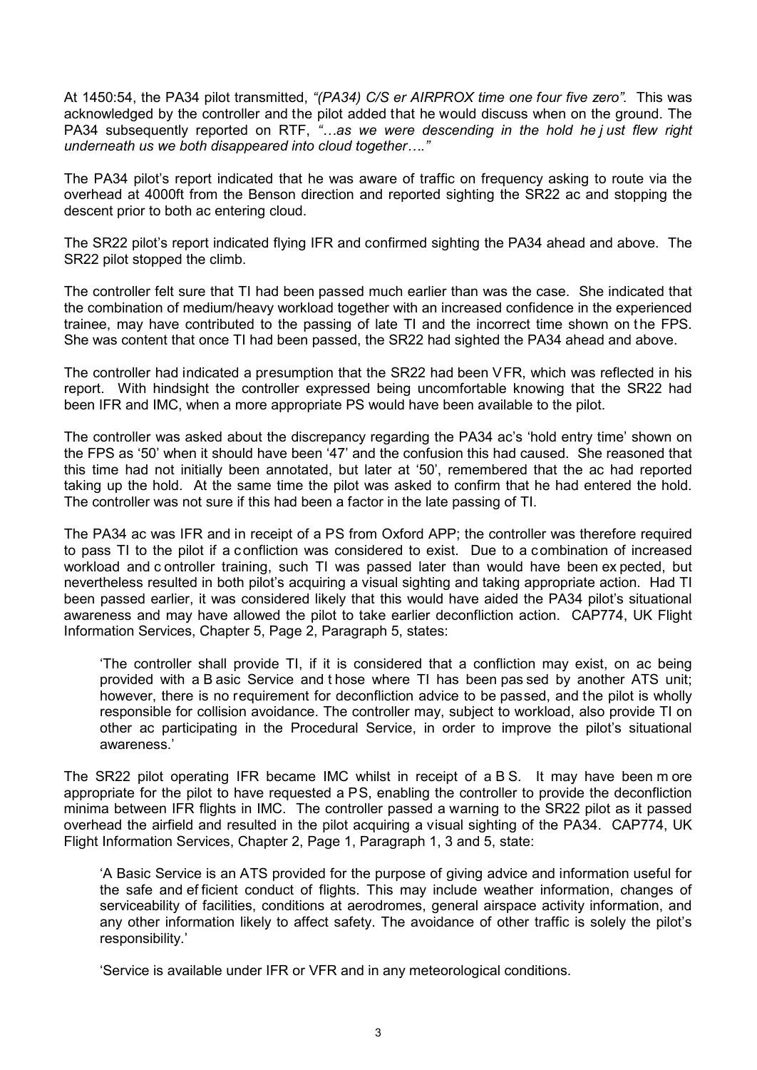At 1450:54, the PA34 pilot transmitted, *"(PA34) C/S er AIRPROX time one four five zero".* This was acknowledged by the controller and the pilot added that he would discuss when on the ground. The PA34 subsequently reported on RTF, *"…as we were descending in the hold he just flew right underneath us we both disappeared into cloud together…."*

The PA34 pilot's report indicated that he was aware of traffic on frequency asking to route via the overhead at 4000ft from the Benson direction and reported sighting the SR22 ac and stopping the descent prior to both ac entering cloud.

The SR22 pilot's report indicated flying IFR and confirmed sighting the PA34 ahead and above. The SR22 pilot stopped the climb.

The controller felt sure that TI had been passed much earlier than was the case. She indicated that the combination of medium/heavy workload together with an increased confidence in the experienced trainee, may have contributed to the passing of late TI and the incorrect time shown on the FPS. She was content that once TI had been passed, the SR22 had sighted the PA34 ahead and above.

The controller had indicated a presumption that the SR22 had been VFR, which was reflected in his report. With hindsight the controller expressed being uncomfortable knowing that the SR22 had been IFR and IMC, when a more appropriate PS would have been available to the pilot.

The controller was asked about the discrepancy regarding the PA34 ac's 'hold entry time' shown on the FPS as '50' when it should have been '47' and the confusion this had caused. She reasoned that this time had not initially been annotated, but later at '50', remembered that the ac had reported taking up the hold. At the same time the pilot was asked to confirm that he had entered the hold. The controller was not sure if this had been a factor in the late passing of TI.

The PA34 ac was IFR and in receipt of a PS from Oxford APP; the controller was therefore required to pass TI to the pilot if a confliction was considered to exist. Due to a combination of increased workload and controller training, such TI was passed later than would have been expected, but nevertheless resulted in both pilot's acquiring a visual sighting and taking appropriate action. Had TI been passed earlier, it was considered likely that this would have aided the PA34 pilot's situational awareness and may have allowed the pilot to take earlier deconfliction action. CAP774, UK Flight Information Services, Chapter 5, Page 2, Paragraph 5, states:

> 'The controller shall provide TI, if it is considered that a confliction may exist, on ac being provided with a Basic Service and those where TI has been passed by another ATS unit; however, there is no requirement for deconfliction advice to be passed, and the pilot is wholly responsible for collision avoidance. The controller may, subject to workload, also provide TI on other ac participating in the Procedural Service, in order to improve the pilot's situational awareness.'

The SR22 pilot operating IFR became IMC whilst in receipt of a BS. It may have been more appropriate for the pilot to have requested a PS, enabling the controller to provide the deconfliction minima between IFR flights in IMC. The controller passed a warning to the SR22 pilot as it passed overhead the airfield and resulted in the pilot acquiring a visual sighting of the PA34. CAP774, UK Flight Information Services, Chapter 2, Page 1, Paragraph 1, 3 and 5, state:

> 'A Basic Service is an ATS provided for the purpose of giving advice and information useful for the safe and efficient conduct of flights. This may include weather information, changes of serviceability of facilities, conditions at aerodromes, general airspace activity information, and any other information likely to affect safety. The avoidance of other traffic is solely the pilot's responsibility.'
>
> 'Service is available under IFR or VFR and in any meteorological conditions.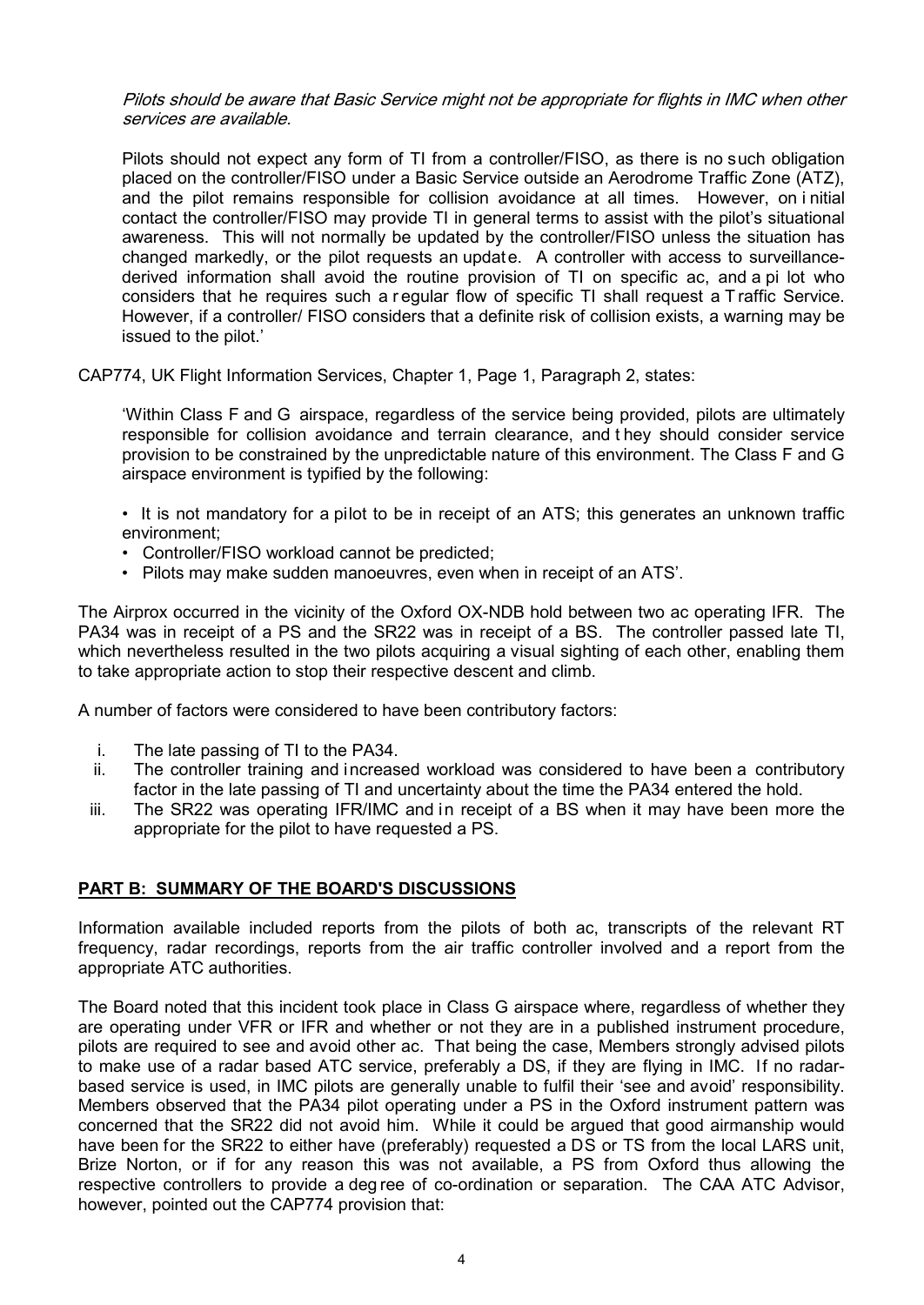> *Pilots should be aware that Basic Service might not be appropriate for flights in IMC when other services are available.*
>
> Pilots should not expect any form of TI from a controller/FISO, as there is no such obligation placed on the controller/FISO under a Basic Service outside an Aerodrome Traffic Zone (ATZ), and the pilot remains responsible for collision avoidance at all times. However, on initial contact the controller/FISO may provide TI in general terms to assist with the pilot's situational awareness. This will not normally be updated by the controller/FISO unless the situation has changed markedly, or the pilot requests an update. A controller with access to surveillance-derived information shall avoid the routine provision of TI on specific ac, and a pilot who considers that he requires such a regular flow of specific TI shall request a Traffic Service. However, if a controller/ FISO considers that a definite risk of collision exists, a warning may be issued to the pilot.'

CAP774, UK Flight Information Services, Chapter 1, Page 1, Paragraph 2, states:

> 'Within Class F and G airspace, regardless of the service being provided, pilots are ultimately responsible for collision avoidance and terrain clearance, and they should consider service provision to be constrained by the unpredictable nature of this environment. The Class F and G airspace environment is typified by the following:
>
> - It is not mandatory for a pilot to be in receipt of an ATS; this generates an unknown traffic environment;
> - Controller/FISO workload cannot be predicted;
> - Pilots may make sudden manoeuvres, even when in receipt of an ATS'.

The Airprox occurred in the vicinity of the Oxford OX-NDB hold between two ac operating IFR. The PA34 was in receipt of a PS and the SR22 was in receipt of a BS. The controller passed late TI, which nevertheless resulted in the two pilots acquiring a visual sighting of each other, enabling them to take appropriate action to stop their respective descent and climb.

A number of factors were considered to have been contributory factors:

i. The late passing of TI to the PA34.
ii. The controller training and increased workload was considered to have been a contributory factor in the late passing of TI and uncertainty about the time the PA34 entered the hold.
iii. The SR22 was operating IFR/IMC and in receipt of a BS when it may have been more the appropriate for the pilot to have requested a PS.

## PART B: SUMMARY OF THE BOARD'S DISCUSSIONS

Information available included reports from the pilots of both ac, transcripts of the relevant RT frequency, radar recordings, reports from the air traffic controller involved and a report from the appropriate ATC authorities.

The Board noted that this incident took place in Class G airspace where, regardless of whether they are operating under VFR or IFR and whether or not they are in a published instrument procedure, pilots are required to see and avoid other ac. That being the case, Members strongly advised pilots to make use of a radar based ATC service, preferably a DS, if they are flying in IMC. If no radar-based service is used, in IMC pilots are generally unable to fulfil their 'see and avoid' responsibility. Members observed that the PA34 pilot operating under a PS in the Oxford instrument pattern was concerned that the SR22 did not avoid him. While it could be argued that good airmanship would have been for the SR22 to either have (preferably) requested a DS or TS from the local LARS unit, Brize Norton, or if for any reason this was not available, a PS from Oxford thus allowing the respective controllers to provide a degree of co-ordination or separation. The CAA ATC Advisor, however, pointed out the CAP774 provision that: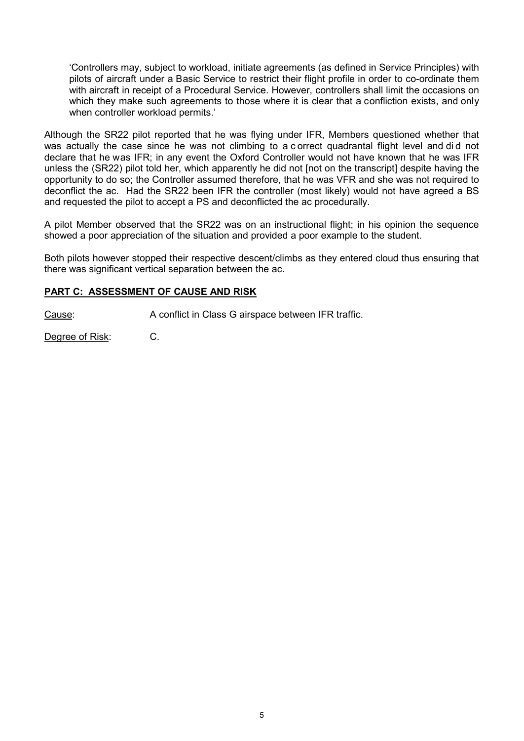'Controllers may, subject to workload, initiate agreements (as defined in Service Principles) with pilots of aircraft under a Basic Service to restrict their flight profile in order to co-ordinate them with aircraft in receipt of a Procedural Service. However, controllers shall limit the occasions on which they make such agreements to those where it is clear that a confliction exists, and only when controller workload permits.'

Although the SR22 pilot reported that he was flying under IFR, Members questioned whether that was actually the case since he was not climbing to a correct quadrantal flight level and did not declare that he was IFR; in any event the Oxford Controller would not have known that he was IFR unless the (SR22) pilot told her, which apparently he did not [not on the transcript] despite having the opportunity to do so; the Controller assumed therefore, that he was VFR and she was not required to deconflict the ac. Had the SR22 been IFR the controller (most likely) would not have agreed a BS and requested the pilot to accept a PS and deconflicted the ac procedurally.

A pilot Member observed that the SR22 was on an instructional flight; in his opinion the sequence showed a poor appreciation of the situation and provided a poor example to the student.

Both pilots however stopped their respective descent/climbs as they entered cloud thus ensuring that there was significant vertical separation between the ac.

## PART C: ASSESSMENT OF CAUSE AND RISK

Cause: A conflict in Class G airspace between IFR traffic.

Degree of Risk: C.